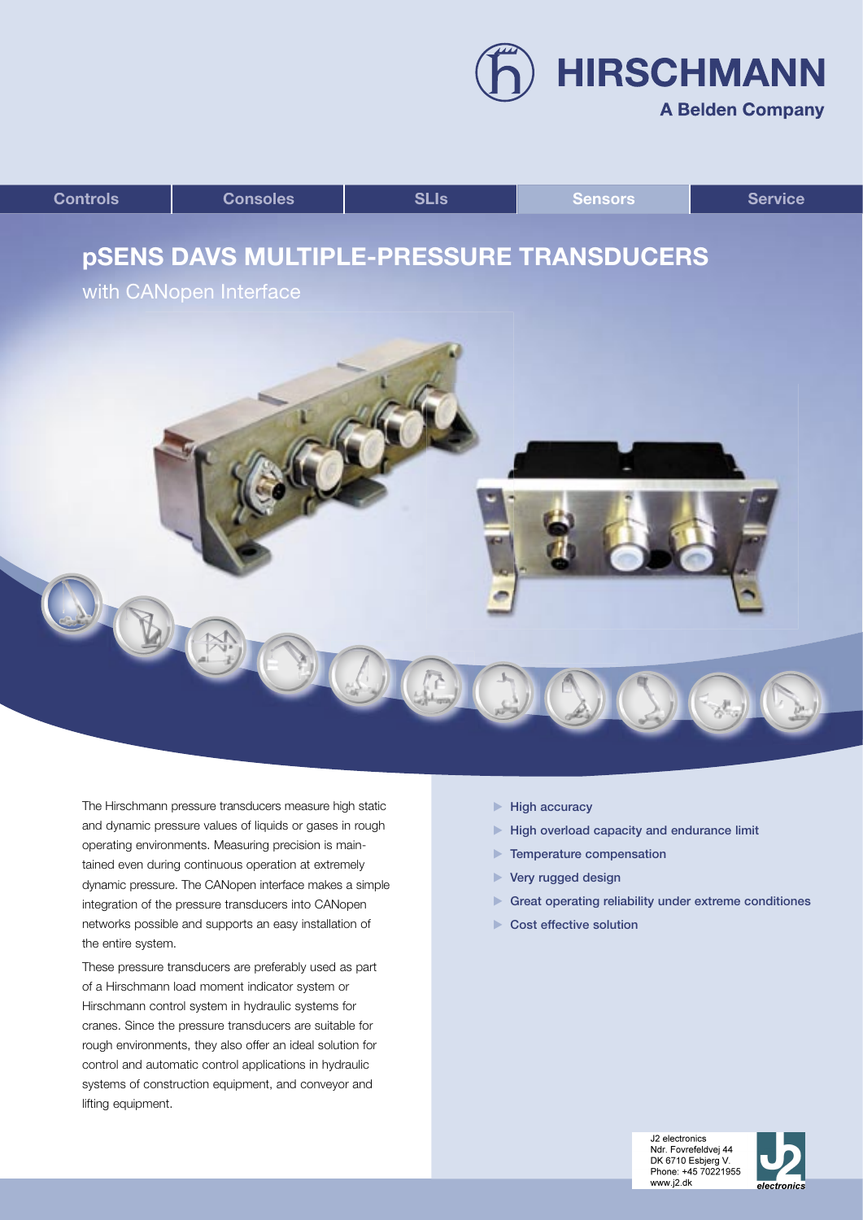HIRSCHMANN
A Belden Company

Controls | Consoles | SLIs | Sensors | Service

# pSENS DAVS MULTIPLE-PRESSURE TRANSDUCERS

## with CANopen Interface

The Hirschmann pressure transducers measure high static and dynamic pressure values of liquids or gases in rough operating environments. Measuring precision is maintained even during continuous operation at extremely dynamic pressure. The CANopen interface makes a simple integration of the pressure transducers into CANopen networks possible and supports an easy installation of the entire system.

These pressure transducers are preferably used as part of a Hirschmann load moment indicator system or Hirschmann control system in hydraulic systems for cranes. Since the pressure transducers are suitable for rough environments, they also offer an ideal solution for control and automatic control applications in hydraulic systems of construction equipment, and conveyor and lifting equipment.

- High accuracy
- High overload capacity and endurance limit
- Temperature compensation
- Very rugged design
- Great operating reliability under extreme conditiones
- Cost effective solution

J2 electronics
Ndr. Fovrefeldvej 44
DK 6710 Esbjerg V.
Phone: +45 70221955
www.j2.dk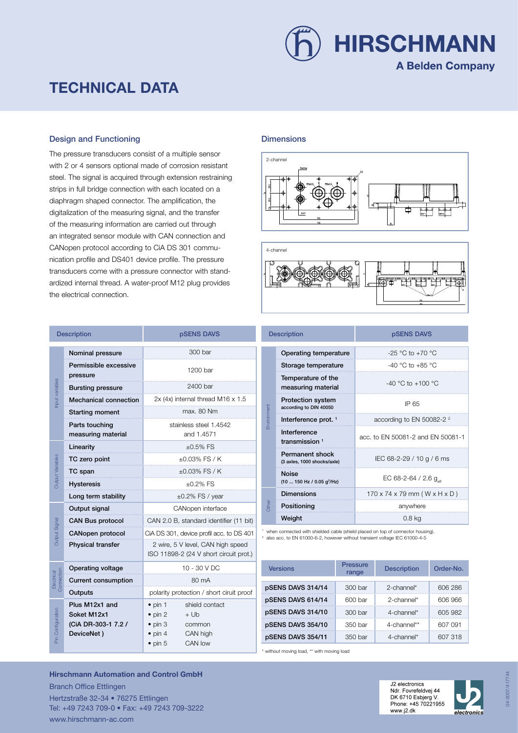HIRSCHMANN
A Belden Company

# TECHNICAL DATA

## Design and Functioning

The pressure transducers consist of a multiple sensor with 2 or 4 sensors optional made of corrosion resistant steel. The signal is acquired through extension restraining strips in full bridge connection with each located on a diaphragm shaped connector. The amplification, the digitalization of the measuring signal, and the transfer of the measuring information are carried out through an integrated sensor module with CAN connection and CANopen protocol according to CiA DS 301 communication profile and DS401 device profile. The pressure transducers come with a pressure connector with standardized internal thread. A water-proof M12 plug provides the electrical connection.

## Dimensions

2-channel

4-channel

| | Description | pSENS DAVS |
|---|---|---|
| Input variables | **Nominal pressure** | 300 bar |
| | **Permissible excessive pressure** | 1200 bar |
| | **Bursting pressure** | 2400 bar |
| | **Mechanical connection** | 2x (4x) internal thread M16 x 1.5 |
| | **Starting moment** | max. 80 Nm |
| | **Parts touching measuring material** | stainless steel 1.4542 and 1.4571 |
| Output Variables | **Linearity** | ±0.5% FS |
| | **TC zero point** | ±0.03% FS / K |
| | **TC span** | ±0.03% FS / K |
| | **Hysteresis** | ±0.2% FS |
| | **Long term stability** | ±0.2% FS / year |
| Output Signal | **Output signal** | CANopen interface |
| | **CAN Bus protocol** | CAN 2.0 B, standard identifier (11 bit) |
| | **CANopen protocol** | CiA DS 301, device profil acc. to DS 401 |
| | **Physical transfer** | 2 wire, 5 V level, CAN high speed ISO 11898-2 (24 V short circuit prot.) |
| Electrical Connection | **Operating voltage** | 10 - 30 V DC |
| | **Current consumption** | 80 mA |
| | **Outputs** | polarity protection / short ciruit proof |
| Pin Configuration | **Plus M12x1 and Soket M12x1 (CiA DR-303-1 7.2 / DeviceNet )** | • pin 1 shield contact<br>• pin 2 + Ub<br>• pin 3 common<br>• pin 4 CAN high<br>• pin 5 CAN low |

| | Description | pSENS DAVS |
|---|---|---|
| Environment | **Operating temperature** | -25 °C to +70 °C |
| | **Storage temperature** | -40 °C to +85 °C |
| | **Temperature of the measuring material** | -40 °C to +100 °C |
| | **Protection system** according to DIN 40050 | IP 65 |
| | **Interference prot.** [1] | according to EN 50082-2 [2] |
| | **Interference transmission** [1] | acc. to EN 50081-2 and EN 50081-1 |
| | **Permanent shock** (3 axles, 1000 shocks/axle) | IEC 68-2-29 / 10 g / 6 ms |
| | **Noise** (10 ... 150 Hz / 0.05 $g^2$/Hz) | EC 68-2-64 / 2.6 $g_{eff}$ |
| Other | **Dimensions** | 170 x 74 x 79 mm ( W x H x D ) |
| | **Positioning** | anywhere |
| | **Weight** | 0.8 kg |

[1] when connected with shielded cable (shield placed on top of connector housing).
[2] also acc. to EN 61000-6-2, however without transient voltage IEC 61000-4-5

| Versions | Pressure range | Description | Order-No. |
|---|---|---|---|
| **pSENS DAVS 314/14** | 300 bar | 2-channel* | 606 286 |
| **pSENS DAVS 614/14** | 600 bar | 2-channel* | 606 966 |
| **pSENS DAVS 314/10** | 300 bar | 4-channel* | 605 982 |
| **pSENS DAVS 354/10** | 350 bar | 4-channel** | 607 091 |
| **pSENS DAVS 354/11** | 350 bar | 4-channel* | 607 318 |

\* without moving load, ** with moving load

**Hirschmann Automation and Control GmbH**
Branch Office Ettlingen
Hertzstraße 32-34 • 76275 Ettlingen
Tel: +49 7243 709-0 • Fax: +49 7243 709-3222
www.hirschmann-ac.com

J2 electronics
Ndr. Fovrefeldvej 44
DK 6710 Esbjerg V.
Phone: +45 70221955
www.j2.dk

04-2007/417744